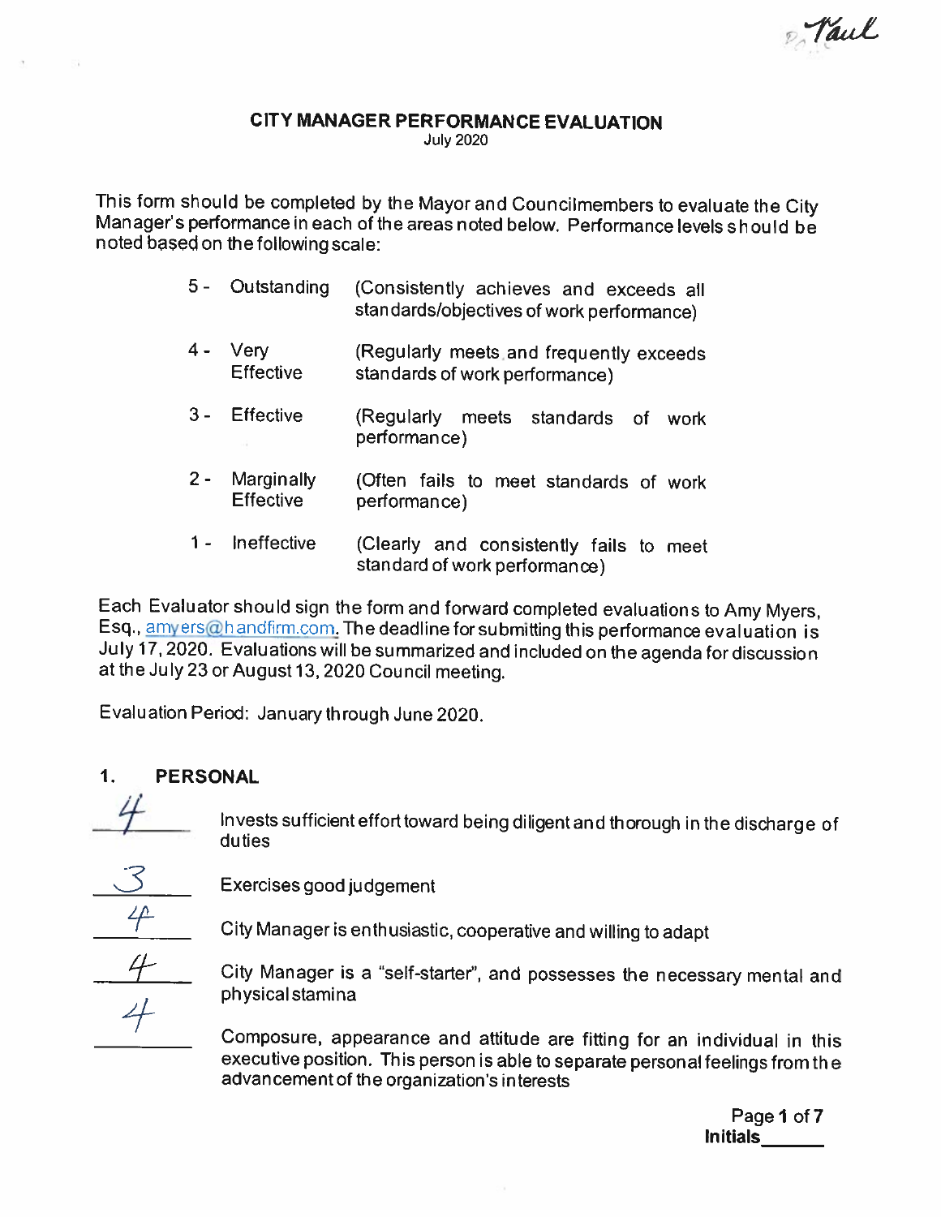Paul

# CITY MANAGER PERFORMANCE EVALUATION

July 2020

This form should be completed by the Mayor and Councilmembers to evaluate the City Manager's performance in each of the areas noted below. Performance levels should be noted based on the following scale:

| | | |
|---|---|---|
| 5 - | Outstanding | (Consistently achieves and exceeds all standards/objectives of work performance) |
| 4 - | Very Effective | (Regularly meets and frequently exceeds standards of work performance) |
| 3 - | Effective | (Regularly meets standards of work performance) |
| 2 - | Marginally Effective | (Often fails to meet standards of work performance) |
| 1 - | Ineffective | (Clearly and consistently fails to meet standard of work performance) |

Each Evaluator should sign the form and forward completed evaluations to Amy Myers, Esq., amyers@handfirm.com. The deadline for submitting this performance evaluation is July 17, 2020. Evaluations will be summarized and included on the agenda for discussion at the July 23 or August 13, 2020 Council meeting.

Evaluation Period: January through June 2020.

## 1. PERSONAL

4 Invests sufficient effort toward being diligent and thorough in the discharge of duties

3 Exercises good judgement

4 City Manager is enthusiastic, cooperative and willing to adapt

4 City Manager is a "self-starter", and possesses the necessary mental and physical stamina

4 Composure, appearance and attitude are fitting for an individual in this executive position. This person is able to separate personal feelings from the advancement of the organization's interests

Initials______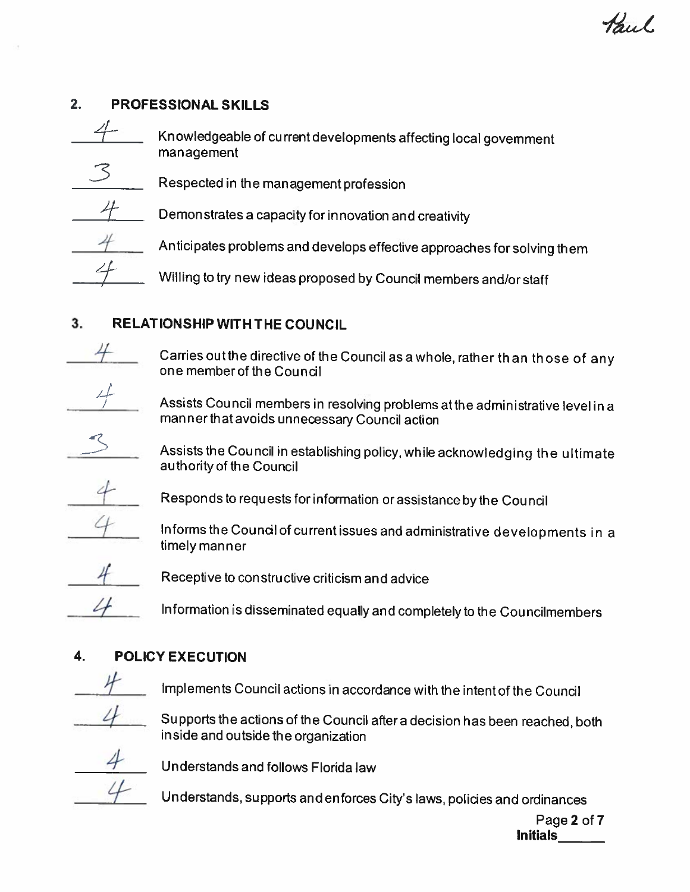Paul

## 2. PROFESSIONAL SKILLS

4 Knowledgeable of current developments affecting local government management

3 Respected in the management profession

4 Demonstrates a capacity for innovation and creativity

4 Anticipates problems and develops effective approaches for solving them

4 Willing to try new ideas proposed by Council members and/or staff

## 3. RELATIONSHIP WITH THE COUNCIL

4 Carries out the directive of the Council as a whole, rather than those of any one member of the Council

4 Assists Council members in resolving problems at the administrative level in a manner that avoids unnecessary Council action

3 Assists the Council in establishing policy, while acknowledging the ultimate authority of the Council

4 Responds to requests for information or assistance by the Council

4 Informs the Council of current issues and administrative developments in a timely manner

4 Receptive to constructive criticism and advice

4 Information is disseminated equally and completely to the Councilmembers

## 4. POLICY EXECUTION

4 Implements Council actions in accordance with the intent of the Council

4 Supports the actions of the Council after a decision has been reached, both inside and outside the organization

4 Understands and follows Florida law

4 Understands, supports and enforces City's laws, policies and ordinances

**Initials**______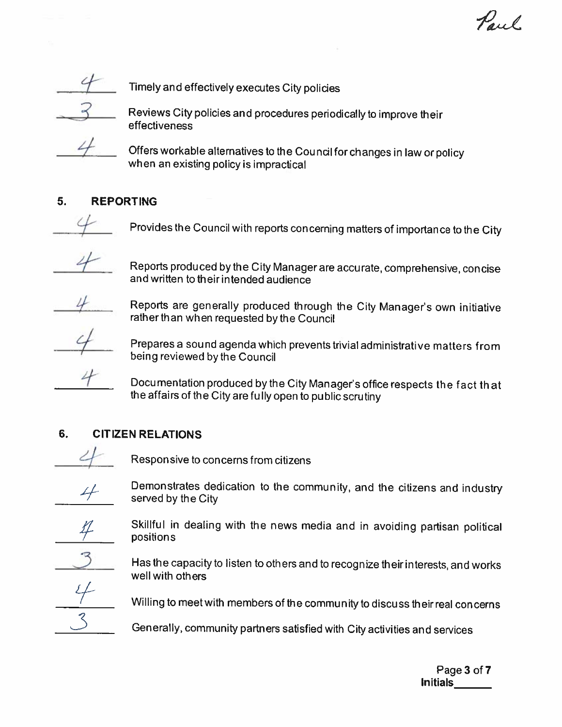Paul

4 — Timely and effectively executes City policies

3 — Reviews City policies and procedures periodically to improve their effectiveness

4 — Offers workable alternatives to the Council for changes in law or policy when an existing policy is impractical

## 5. REPORTING

4 — Provides the Council with reports concerning matters of importance to the City

4 — Reports produced by the City Manager are accurate, comprehensive, concise and written to their intended audience

4 — Reports are generally produced through the City Manager's own initiative rather than when requested by the Council

4 — Prepares a sound agenda which prevents trivial administrative matters from being reviewed by the Council

4 — Documentation produced by the City Manager's office respects the fact that the affairs of the City are fully open to public scrutiny

## 6. CITIZEN RELATIONS

4 — Responsive to concerns from citizens

4 — Demonstrates dedication to the community, and the citizens and industry served by the City

4 — Skillful in dealing with the news media and in avoiding partisan political positions

3 — Has the capacity to listen to others and to recognize their interests, and works well with others

4 — Willing to meet with members of the community to discuss their real concerns

3 — Generally, community partners satisfied with City activities and services

Initials______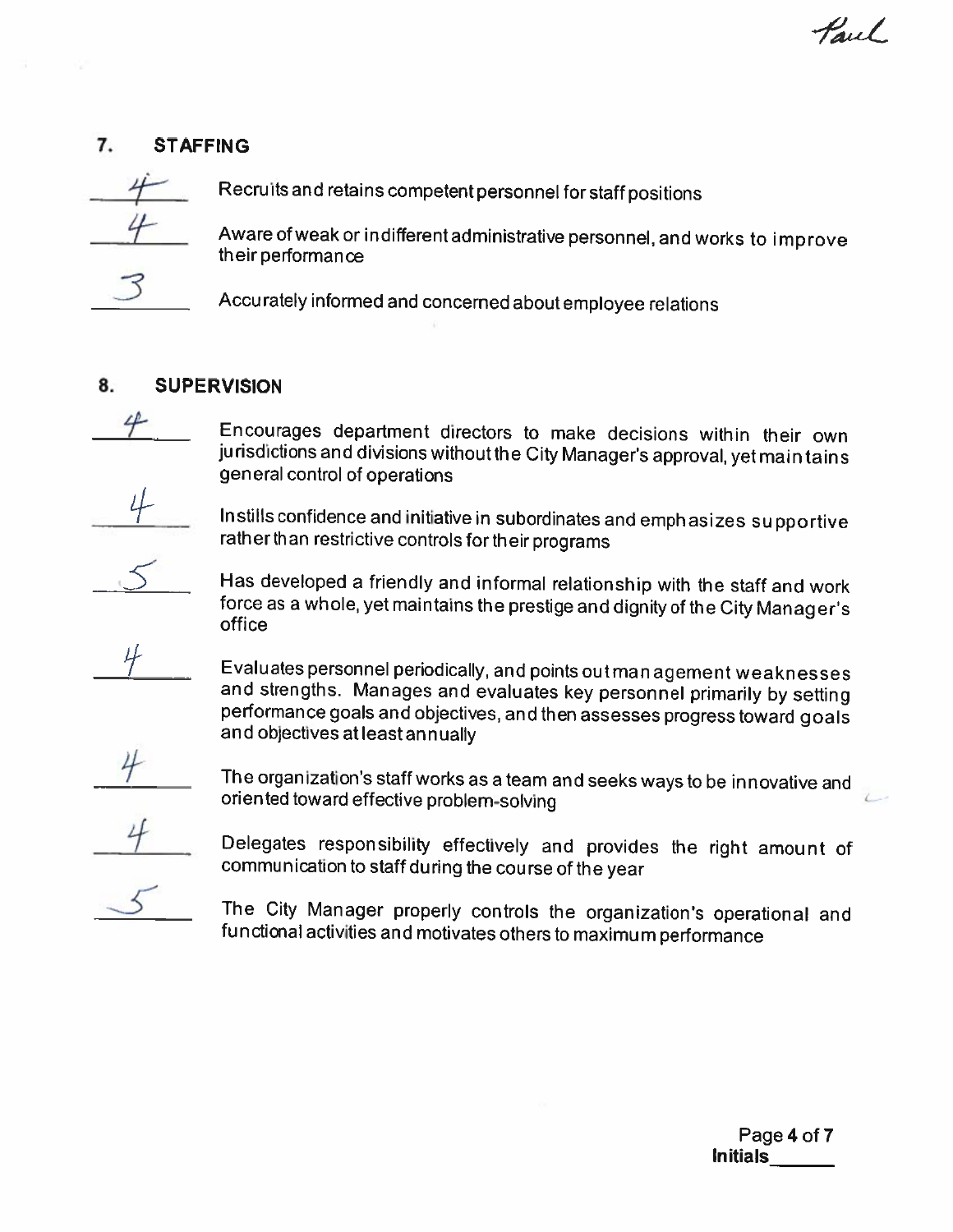Paul

## 7. STAFFING

4 Recruits and retains competent personnel for staff positions

4 Aware of weak or indifferent administrative personnel, and works to improve their performance

3 Accurately informed and concerned about employee relations

## 8. SUPERVISION

4 Encourages department directors to make decisions within their own jurisdictions and divisions without the City Manager's approval, yet maintains general control of operations

4 Instills confidence and initiative in subordinates and emphasizes supportive rather than restrictive controls for their programs

5 Has developed a friendly and informal relationship with the staff and work force as a whole, yet maintains the prestige and dignity of the City Manager's office

4 Evaluates personnel periodically, and points out management weaknesses and strengths. Manages and evaluates key personnel primarily by setting performance goals and objectives, and then assesses progress toward goals and objectives at least annually

4 The organization's staff works as a team and seeks ways to be innovative and oriented toward effective problem-solving

4 Delegates responsibility effectively and provides the right amount of communication to staff during the course of the year

5 The City Manager properly controls the organization's operational and functional activities and motivates others to maximum performance

Initials______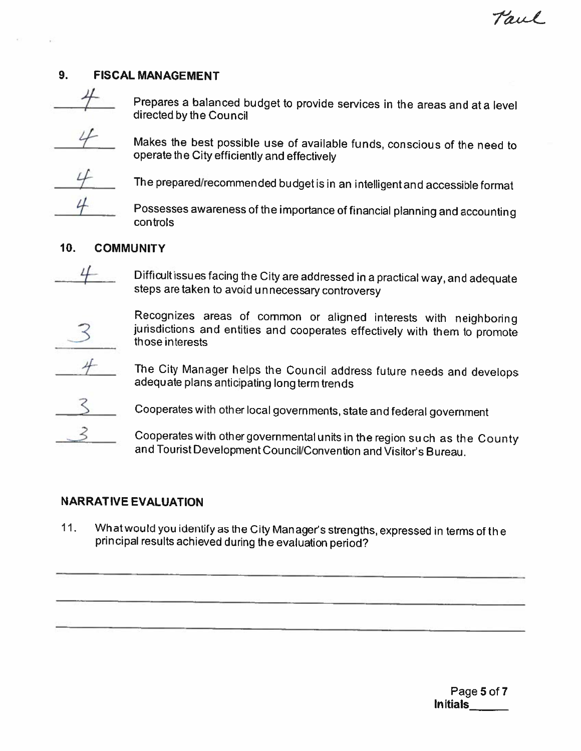Paul

## 9. FISCAL MANAGEMENT

4 Prepares a balanced budget to provide services in the areas and at a level directed by the Council

4 Makes the best possible use of available funds, conscious of the need to operate the City efficiently and effectively

4 The prepared/recommended budget is in an intelligent and accessible format

4 Possesses awareness of the importance of financial planning and accounting controls

## 10. COMMUNITY

4 Difficult issues facing the City are addressed in a practical way, and adequate steps are taken to avoid unnecessary controversy

3 Recognizes areas of common or aligned interests with neighboring jurisdictions and entities and cooperates effectively with them to promote those interests

4 The City Manager helps the Council address future needs and develops adequate plans anticipating long term trends

3 Cooperates with other local governments, state and federal government

3 Cooperates with other governmental units in the region such as the County and Tourist Development Council/Convention and Visitor's Bureau.

## NARRATIVE EVALUATION

11. What would you identify as the City Manager's strengths, expressed in terms of the principal results achieved during the evaluation period?

\_\_\_\_\_\_\_\_\_\_\_\_\_\_\_\_\_\_\_\_\_\_\_\_\_\_\_\_\_\_\_\_\_\_\_\_\_\_\_\_\_\_\_\_\_\_\_\_\_\_\_\_\_\_\_\_\_\_\_\_

\_\_\_\_\_\_\_\_\_\_\_\_\_\_\_\_\_\_\_\_\_\_\_\_\_\_\_\_\_\_\_\_\_\_\_\_\_\_\_\_\_\_\_\_\_\_\_\_\_\_\_\_\_\_\_\_\_\_\_\_

\_\_\_\_\_\_\_\_\_\_\_\_\_\_\_\_\_\_\_\_\_\_\_\_\_\_\_\_\_\_\_\_\_\_\_\_\_\_\_\_\_\_\_\_\_\_\_\_\_\_\_\_\_\_\_\_\_\_\_\_

**Initials\_\_\_\_\_\_**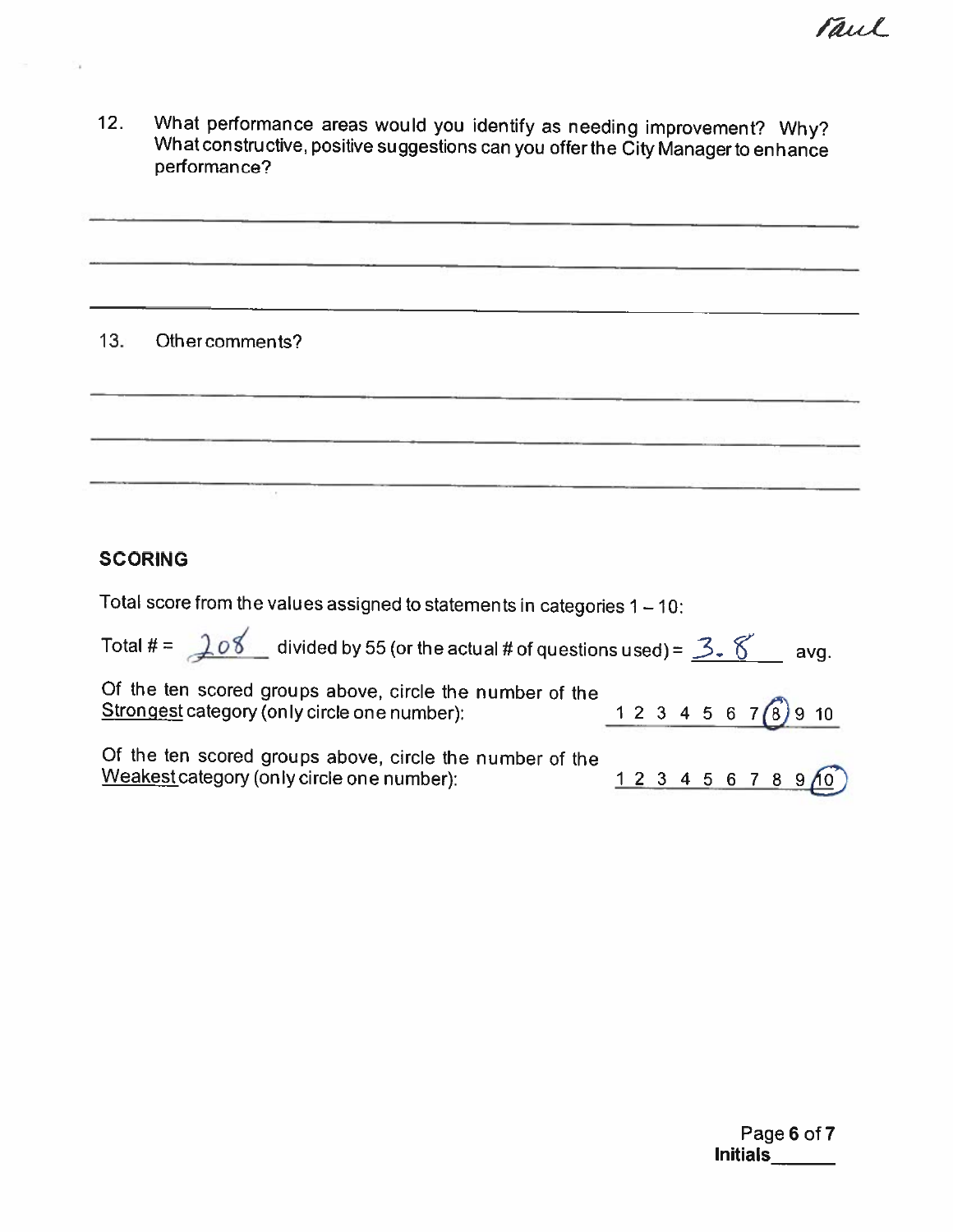Paul

12. What performance areas would you identify as needing improvement? Why? What constructive, positive suggestions can you offer the City Manager to enhance performance?

\_\_\_\_\_\_\_\_\_\_\_\_\_\_\_\_\_\_\_\_\_\_\_\_\_\_\_\_\_\_\_\_\_\_\_\_\_\_\_\_\_\_\_\_\_\_\_\_\_\_\_\_\_\_\_\_\_\_\_\_

\_\_\_\_\_\_\_\_\_\_\_\_\_\_\_\_\_\_\_\_\_\_\_\_\_\_\_\_\_\_\_\_\_\_\_\_\_\_\_\_\_\_\_\_\_\_\_\_\_\_\_\_\_\_\_\_\_\_\_\_

\_\_\_\_\_\_\_\_\_\_\_\_\_\_\_\_\_\_\_\_\_\_\_\_\_\_\_\_\_\_\_\_\_\_\_\_\_\_\_\_\_\_\_\_\_\_\_\_\_\_\_\_\_\_\_\_\_\_\_\_

13. Other comments?

\_\_\_\_\_\_\_\_\_\_\_\_\_\_\_\_\_\_\_\_\_\_\_\_\_\_\_\_\_\_\_\_\_\_\_\_\_\_\_\_\_\_\_\_\_\_\_\_\_\_\_\_\_\_\_\_\_\_\_\_

\_\_\_\_\_\_\_\_\_\_\_\_\_\_\_\_\_\_\_\_\_\_\_\_\_\_\_\_\_\_\_\_\_\_\_\_\_\_\_\_\_\_\_\_\_\_\_\_\_\_\_\_\_\_\_\_\_\_\_\_

\_\_\_\_\_\_\_\_\_\_\_\_\_\_\_\_\_\_\_\_\_\_\_\_\_\_\_\_\_\_\_\_\_\_\_\_\_\_\_\_\_\_\_\_\_\_\_\_\_\_\_\_\_\_\_\_\_\_\_\_

**SCORING**

Total score from the values assigned to statements in categories 1 – 10:

Total # = 208 divided by 55 (or the actual # of questions used) = 3.8 avg.

Of the ten scored groups above, circle the number of the Strongest category (only circle one number): 1 2 3 4 5 6 7 (8) 9 10

Of the ten scored groups above, circle the number of the Weakest category (only circle one number): 1 2 3 4 5 6 7 8 9 (10)

Initials\_\_\_\_\_\_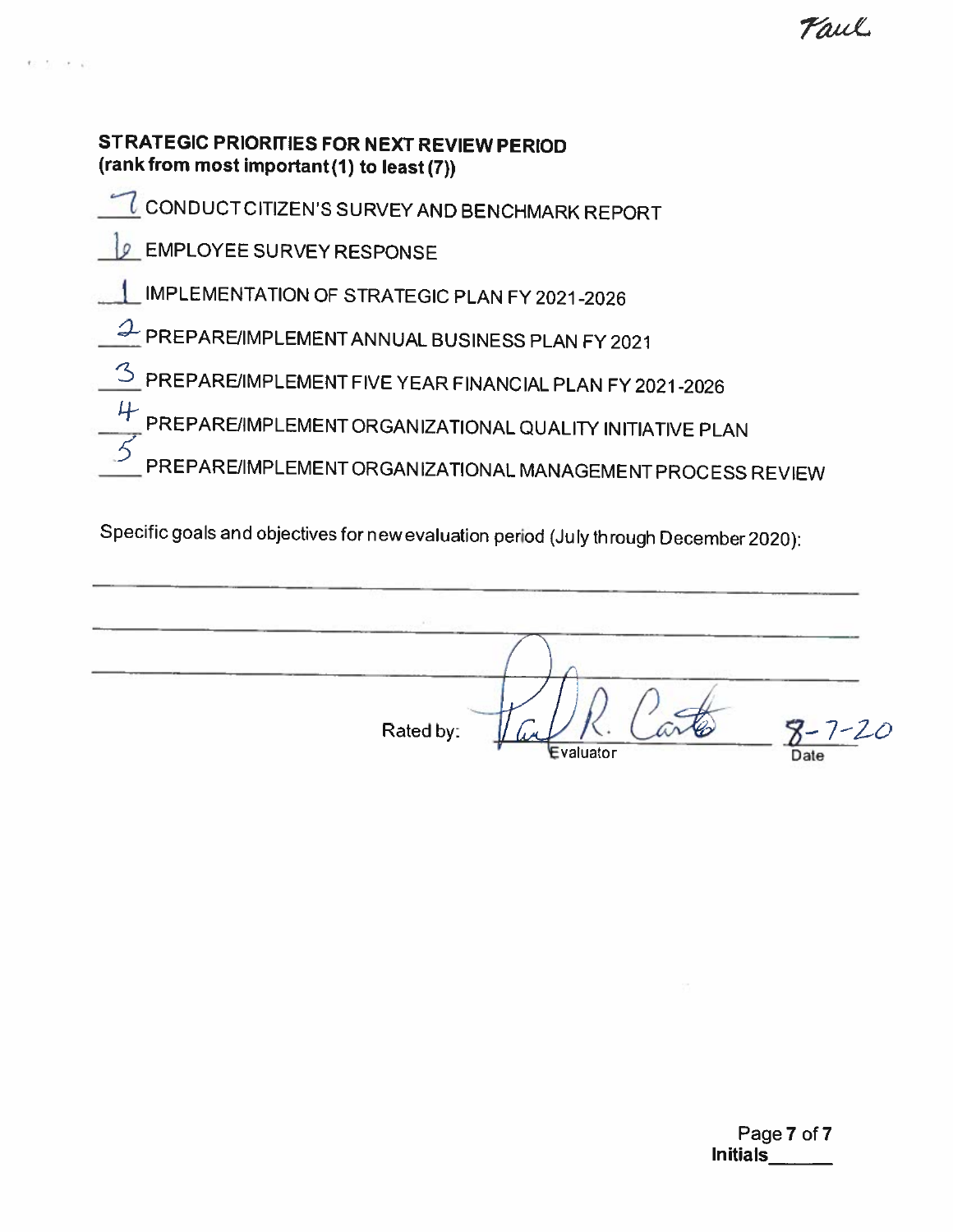Paul

**STRATEGIC PRIORITIES FOR NEXT REVIEW PERIOD**
**(rank from most important (1) to least (7))**

7 CONDUCT CITIZEN'S SURVEY AND BENCHMARK REPORT

6 EMPLOYEE SURVEY RESPONSE

1 IMPLEMENTATION OF STRATEGIC PLAN FY 2021-2026

2 PREPARE/IMPLEMENT ANNUAL BUSINESS PLAN FY 2021

3 PREPARE/IMPLEMENT FIVE YEAR FINANCIAL PLAN FY 2021-2026

4 PREPARE/IMPLEMENT ORGANIZATIONAL QUALITY INITIATIVE PLAN

5 PREPARE/IMPLEMENT ORGANIZATIONAL MANAGEMENT PROCESS REVIEW

Specific goals and objectives for new evaluation period (July through December 2020):

Rated by: Paul R. Carto (Evaluator) 8-7-20 (Date)

Initials______